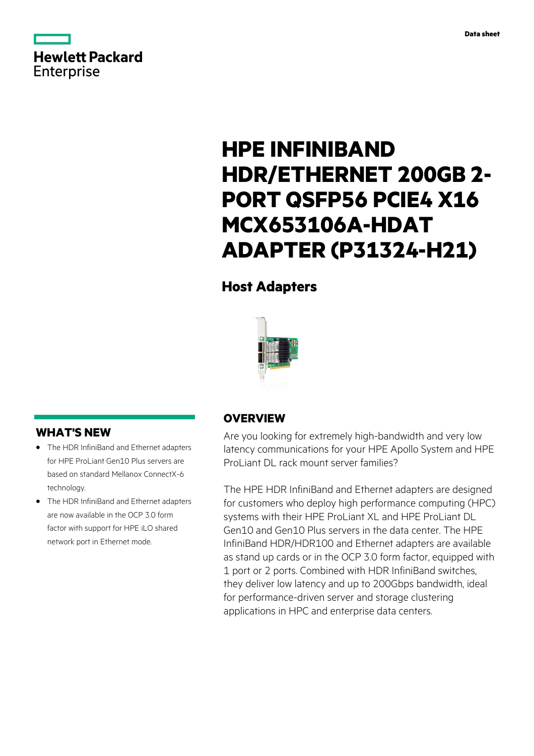Data sheet

# HPE INFINIBAND HDR/ETHERNET 200GB 2-PORT QSFP56 PCIE4 X16 MCX653106A-HDAT ADAPTER (P31324-H21)

## Host Adapters

## OVERVIEW

Are you looking for extremely high-bandwidth and very low latency communications for your HPE Apollo System and HPE ProLiant DL rack mount server families?

The HPE HDR InfiniBand and Ethernet adapters are designed for customers who deploy high performance computing (HPC) systems with their HPE ProLiant XL and HPE ProLiant DL Gen10 and Gen10 Plus servers in the data center. The HPE InfiniBand HDR/HDR100 and Ethernet adapters are available as stand up cards or in the OCP 3.0 form factor, equipped with 1 port or 2 ports. Combined with HDR InfiniBand switches, they deliver low latency and up to 200Gbps bandwidth, ideal for performance-driven server and storage clustering applications in HPC and enterprise data centers.

## WHAT'S NEW

- The HDR InfiniBand and Ethernet adapters for HPE ProLiant Gen10 Plus servers are based on standard Mellanox ConnectX-6 technology.
- The HDR InfiniBand and Ethernet adapters are now available in the OCP 3.0 form factor with support for HPE iLO shared network port in Ethernet mode.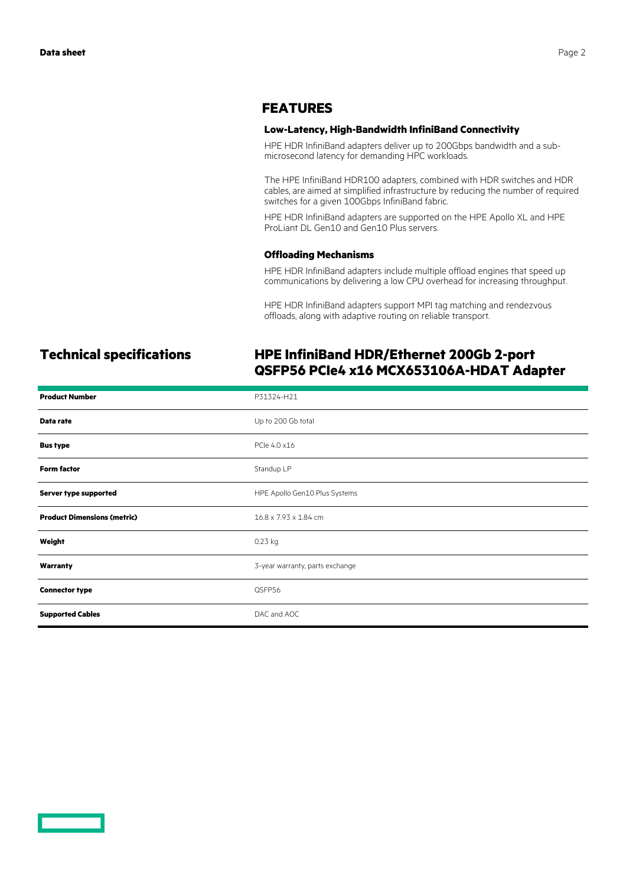## FEATURES

### Low-Latency, High-Bandwidth InfiniBand Connectivity

HPE HDR InfiniBand adapters deliver up to 200Gbps bandwidth and a sub-microsecond latency for demanding HPC workloads.

The HPE InfiniBand HDR100 adapters, combined with HDR switches and HDR cables, are aimed at simplified infrastructure by reducing the number of required switches for a given 100Gbps InfiniBand fabric.

HPE HDR InfiniBand adapters are supported on the HPE Apollo XL and HPE ProLiant DL Gen10 and Gen10 Plus servers.

### Offloading Mechanisms

HPE HDR InfiniBand adapters include multiple offload engines that speed up communications by delivering a low CPU overhead for increasing throughput.

HPE HDR InfiniBand adapters support MPI tag matching and rendezvous offloads, along with adaptive routing on reliable transport.

## Technical specifications

### HPE InfiniBand HDR/Ethernet 200Gb 2-port QSFP56 PCIe4 x16 MCX653106A-HDAT Adapter

| | |
|---|---|
| **Product Number** | P31324-H21 |
| **Data rate** | Up to 200 Gb total |
| **Bus type** | PCIe 4.0 x16 |
| **Form factor** | Standup LP |
| **Server type supported** | HPE Apollo Gen10 Plus Systems |
| **Product Dimensions (metric)** | 16.8 x 7.93 x 1.84 cm |
| **Weight** | 0.23 kg |
| **Warranty** | 3-year warranty, parts exchange |
| **Connector type** | QSFP56 |
| **Supported Cables** | DAC and AOC |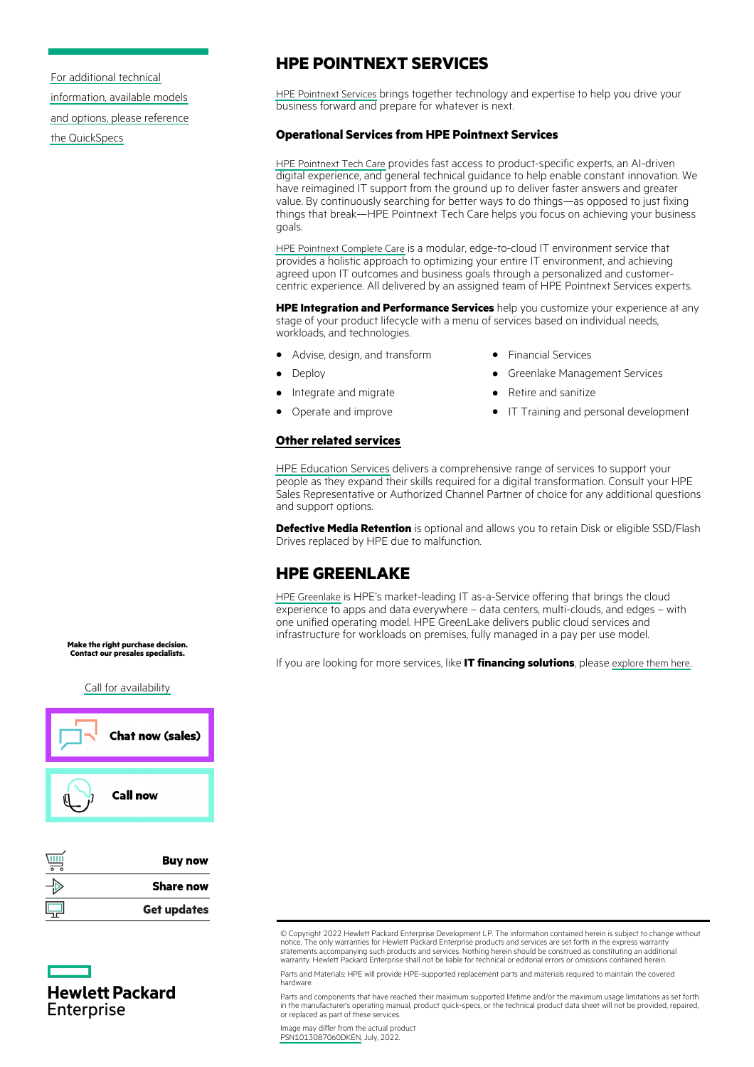For additional technical information, available models and options, please reference the QuickSpecs

## HPE POINTNEXT SERVICES

HPE Pointnext Services brings together technology and expertise to help you drive your business forward and prepare for whatever is next.

### Operational Services from HPE Pointnext Services

HPE Pointnext Tech Care provides fast access to product-specific experts, an AI-driven digital experience, and general technical guidance to help enable constant innovation. We have reimagined IT support from the ground up to deliver faster answers and greater value. By continuously searching for better ways to do things—as opposed to just fixing things that break—HPE Pointnext Tech Care helps you focus on achieving your business goals.

HPE Pointnext Complete Care is a modular, edge-to-cloud IT environment service that provides a holistic approach to optimizing your entire IT environment, and achieving agreed upon IT outcomes and business goals through a personalized and customer-centric experience. All delivered by an assigned team of HPE Pointnext Services experts.

**HPE Integration and Performance Services** help you customize your experience at any stage of your product lifecycle with a menu of services based on individual needs, workloads, and technologies.

- Advise, design, and transform
- Deploy
- Integrate and migrate
- Operate and improve
- Financial Services
- Greenlake Management Services
- Retire and sanitize
- IT Training and personal development

### Other related services

HPE Education Services delivers a comprehensive range of services to support your people as they expand their skills required for a digital transformation. Consult your HPE Sales Representative or Authorized Channel Partner of choice for any additional questions and support options.

**Defective Media Retention** is optional and allows you to retain Disk or eligible SSD/Flash Drives replaced by HPE due to malfunction.

## HPE GREENLAKE

HPE Greenlake is HPE's market-leading IT as-a-Service offering that brings the cloud experience to apps and data everywhere – data centers, multi-clouds, and edges – with one unified operating model. HPE GreenLake delivers public cloud services and infrastructure for workloads on premises, fully managed in a pay per use model.

If you are looking for more services, like **IT financing solutions**, please explore them here.

**Make the right purchase decision. Contact our presales specialists.**

Call for availability

Chat now (sales)

Call now

Buy now

Share now

Get updates

Hewlett Packard Enterprise

© Copyright 2022 Hewlett Packard Enterprise Development LP. The information contained herein is subject to change without notice. The only warranties for Hewlett Packard Enterprise products and services are set forth in the express warranty statements accompanying such products and services. Nothing herein should be construed as constituting an additional warranty. Hewlett Packard Enterprise shall not be liable for technical or editorial errors or omissions contained herein.

Parts and Materials: HPE will provide HPE-supported replacement parts and materials required to maintain the covered hardware.

Parts and components that have reached their maximum supported lifetime and/or the maximum usage limitations as set forth in the manufacturer's operating manual, product quick-specs, or the technical product data sheet will not be provided, repaired, or replaced as part of these services.

Image may differ from the actual product

PSN1013087060DKEN, July, 2022.